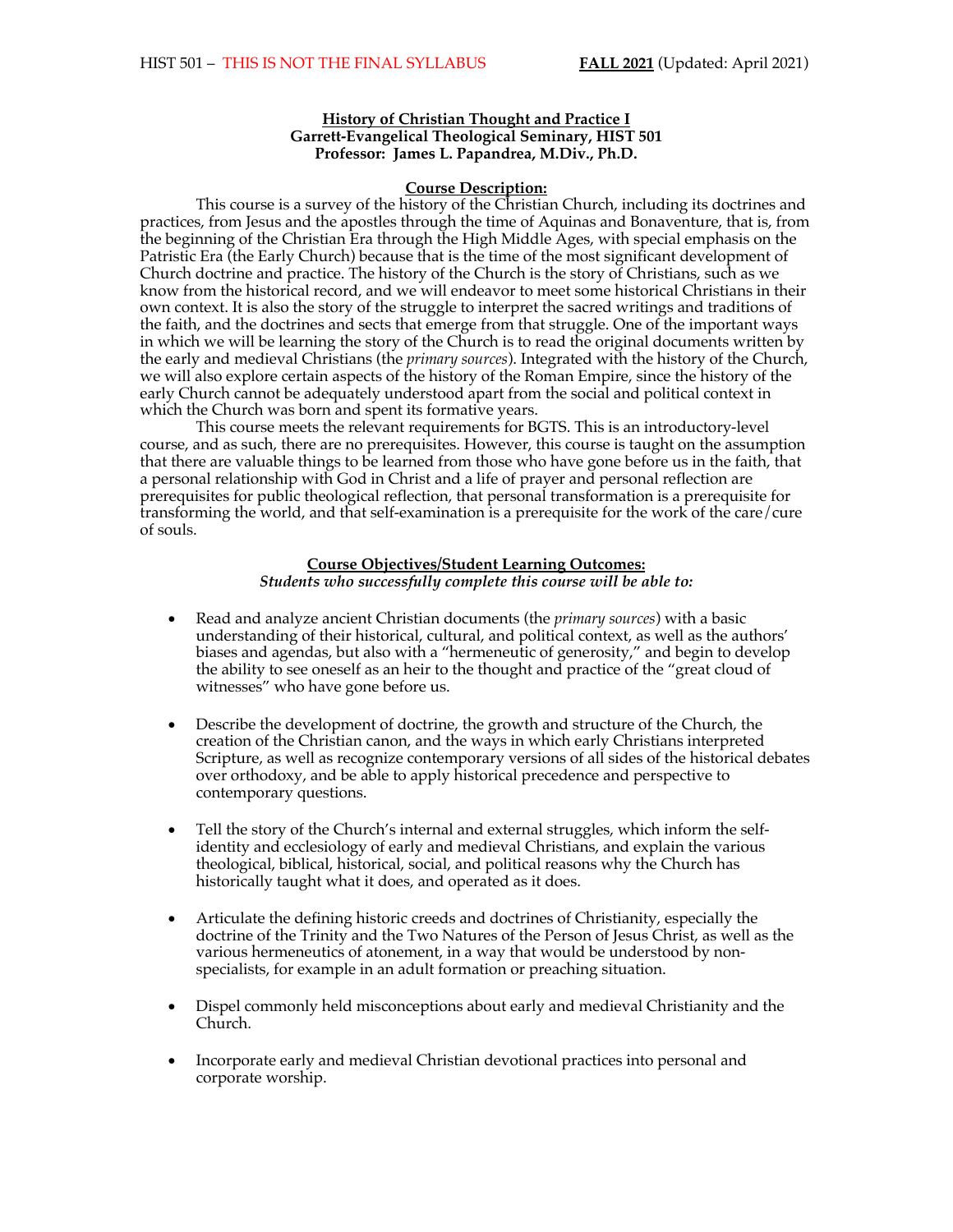HIST 501 – THIS IS NOT THE FINAL SYLLABUS **FALL 2021** (Updated: April 2021)

**History of Christian Thought and Practice I**
**Garrett-Evangelical Theological Seminary, HIST 501**
**Professor: James L. Papandrea, M.Div., Ph.D.**

## Course Description:

This course is a survey of the history of the Christian Church, including its doctrines and practices, from Jesus and the apostles through the time of Aquinas and Bonaventure, that is, from the beginning of the Christian Era through the High Middle Ages, with special emphasis on the Patristic Era (the Early Church) because that is the time of the most significant development of Church doctrine and practice. The history of the Church is the story of Christians, such as we know from the historical record, and we will endeavor to meet some historical Christians in their own context. It is also the story of the struggle to interpret the sacred writings and traditions of the faith, and the doctrines and sects that emerge from that struggle. One of the important ways in which we will be learning the story of the Church is to read the original documents written by the early and medieval Christians (the *primary sources*). Integrated with the history of the Church, we will also explore certain aspects of the history of the Roman Empire, since the history of the early Church cannot be adequately understood apart from the social and political context in which the Church was born and spent its formative years.

This course meets the relevant requirements for BGTS. This is an introductory-level course, and as such, there are no prerequisites. However, this course is taught on the assumption that there are valuable things to be learned from those who have gone before us in the faith, that a personal relationship with God in Christ and a life of prayer and personal reflection are prerequisites for public theological reflection, that personal transformation is a prerequisite for transforming the world, and that self-examination is a prerequisite for the work of the care/cure of souls.

## Course Objectives/Student Learning Outcomes:

***Students who successfully complete this course will be able to:***

- Read and analyze ancient Christian documents (the *primary sources*) with a basic understanding of their historical, cultural, and political context, as well as the authors' biases and agendas, but also with a "hermeneutic of generosity," and begin to develop the ability to see oneself as an heir to the thought and practice of the "great cloud of witnesses" who have gone before us.

- Describe the development of doctrine, the growth and structure of the Church, the creation of the Christian canon, and the ways in which early Christians interpreted Scripture, as well as recognize contemporary versions of all sides of the historical debates over orthodoxy, and be able to apply historical precedence and perspective to contemporary questions.

- Tell the story of the Church's internal and external struggles, which inform the self-identity and ecclesiology of early and medieval Christians, and explain the various theological, biblical, historical, social, and political reasons why the Church has historically taught what it does, and operated as it does.

- Articulate the defining historic creeds and doctrines of Christianity, especially the doctrine of the Trinity and the Two Natures of the Person of Jesus Christ, as well as the various hermeneutics of atonement, in a way that would be understood by non-specialists, for example in an adult formation or preaching situation.

- Dispel commonly held misconceptions about early and medieval Christianity and the Church.

- Incorporate early and medieval Christian devotional practices into personal and corporate worship.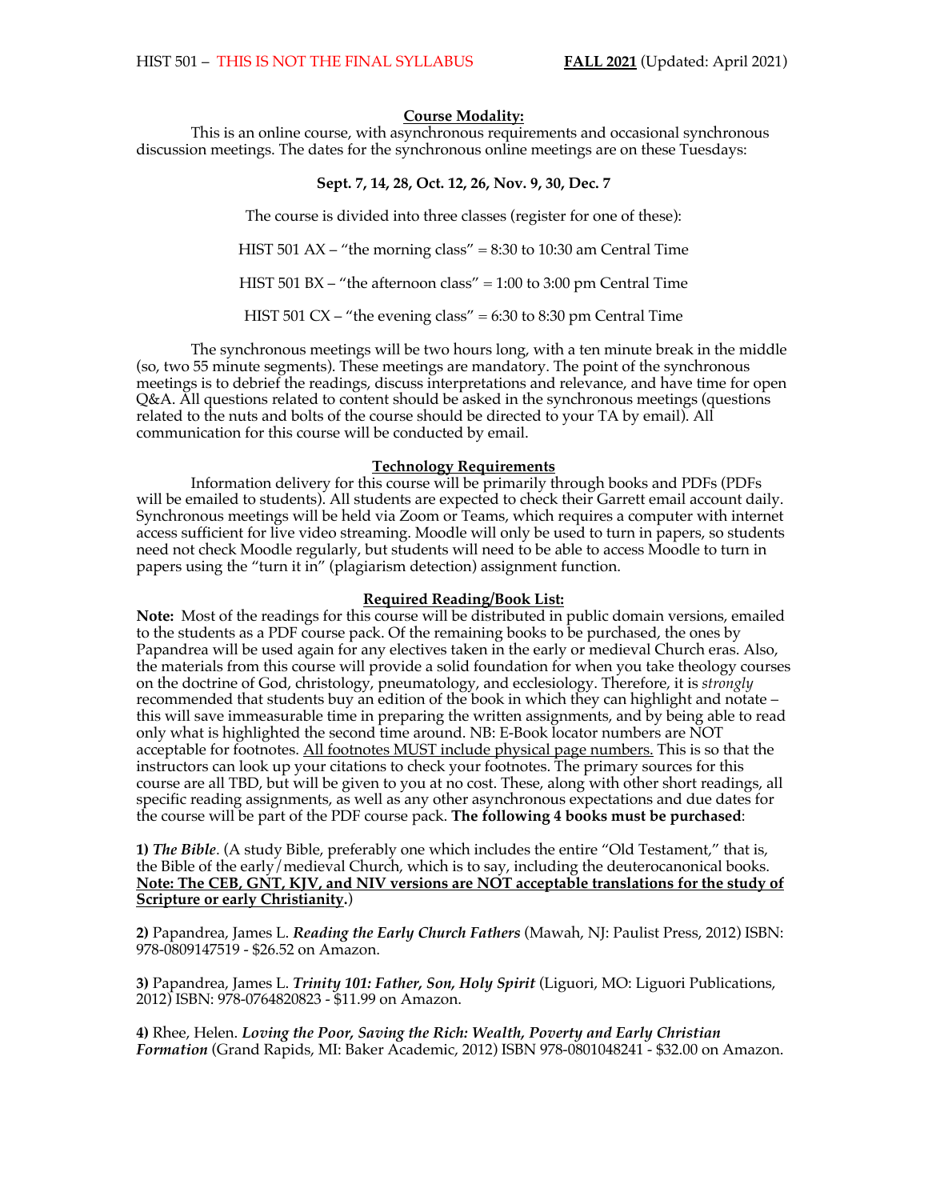**Course Modality:**

This is an online course, with asynchronous requirements and occasional synchronous discussion meetings. The dates for the synchronous online meetings are on these Tuesdays:

**Sept. 7, 14, 28, Oct. 12, 26, Nov. 9, 30, Dec. 7**

The course is divided into three classes (register for one of these):

HIST 501 AX – "the morning class" = 8:30 to 10:30 am Central Time

HIST 501 BX – "the afternoon class" = 1:00 to 3:00 pm Central Time

HIST 501 CX – "the evening class" = 6:30 to 8:30 pm Central Time

The synchronous meetings will be two hours long, with a ten minute break in the middle (so, two 55 minute segments). These meetings are mandatory. The point of the synchronous meetings is to debrief the readings, discuss interpretations and relevance, and have time for open Q&A. All questions related to content should be asked in the synchronous meetings (questions related to the nuts and bolts of the course should be directed to your TA by email). All communication for this course will be conducted by email.

**Technology Requirements**

Information delivery for this course will be primarily through books and PDFs (PDFs will be emailed to students). All students are expected to check their Garrett email account daily. Synchronous meetings will be held via Zoom or Teams, which requires a computer with internet access sufficient for live video streaming. Moodle will only be used to turn in papers, so students need not check Moodle regularly, but students will need to be able to access Moodle to turn in papers using the "turn it in" (plagiarism detection) assignment function.

**Required Reading/Book List:**

**Note:** Most of the readings for this course will be distributed in public domain versions, emailed to the students as a PDF course pack. Of the remaining books to be purchased, the ones by Papandrea will be used again for any electives taken in the early or medieval Church eras. Also, the materials from this course will provide a solid foundation for when you take theology courses on the doctrine of God, christology, pneumatology, and ecclesiology. Therefore, it is *strongly* recommended that students buy an edition of the book in which they can highlight and notate – this will save immeasurable time in preparing the written assignments, and by being able to read only what is highlighted the second time around. NB: E-Book locator numbers are NOT acceptable for footnotes. <u>All footnotes MUST include physical page numbers.</u> This is so that the instructors can look up your citations to check your footnotes. The primary sources for this course are all TBD, but will be given to you at no cost. These, along with other short readings, all specific reading assignments, as well as any other asynchronous expectations and due dates for the course will be part of the PDF course pack. **The following 4 books must be purchased**:

**1)** ***The Bible***. (A study Bible, preferably one which includes the entire "Old Testament," that is, the Bible of the early/medieval Church, which is to say, including the deuterocanonical books. **<u>Note: The CEB, GNT, KJV, and NIV versions are NOT acceptable translations for the study of Scripture or early Christianity</u>**.)

**2)** Papandrea, James L. ***Reading the Early Church Fathers*** (Mawah, NJ: Paulist Press, 2012) ISBN: 978-0809147519 - $26.52 on Amazon.

**3)** Papandrea, James L. ***Trinity 101: Father, Son, Holy Spirit*** (Liguori, MO: Liguori Publications, 2012) ISBN: 978-0764820823 - $11.99 on Amazon.

**4)** Rhee, Helen. ***Loving the Poor, Saving the Rich: Wealth, Poverty and Early Christian Formation*** (Grand Rapids, MI: Baker Academic, 2012) ISBN 978-0801048241 - $32.00 on Amazon.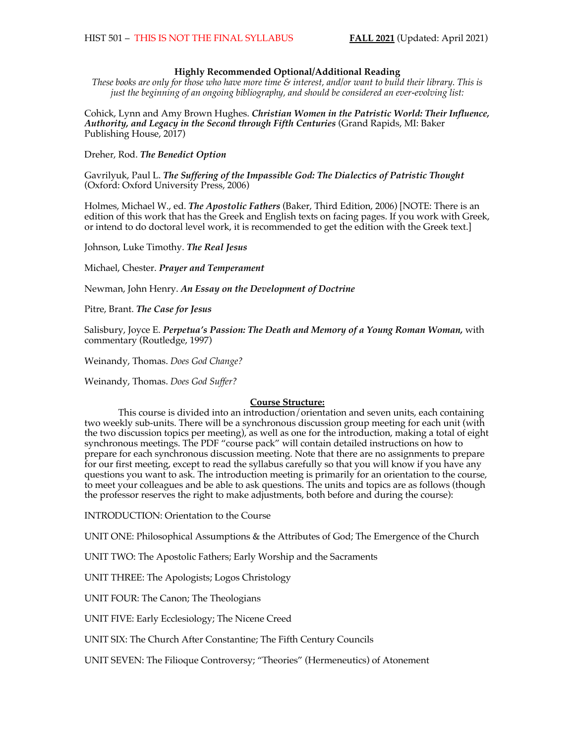**Highly Recommended Optional/Additional Reading**

*These books are only for those who have more time & interest, and/or want to build their library. This is just the beginning of an ongoing bibliography, and should be considered an ever-evolving list:*

Cohick, Lynn and Amy Brown Hughes. ***Christian Women in the Patristic World: Their Influence, Authority, and Legacy in the Second through Fifth Centuries*** (Grand Rapids, MI: Baker Publishing House, 2017)

Dreher, Rod. ***The Benedict Option***

Gavrilyuk, Paul L. ***The Suffering of the Impassible God: The Dialectics of Patristic Thought*** (Oxford: Oxford University Press, 2006)

Holmes, Michael W., ed. ***The Apostolic Fathers*** (Baker, Third Edition, 2006) [NOTE: There is an edition of this work that has the Greek and English texts on facing pages. If you work with Greek, or intend to do doctoral level work, it is recommended to get the edition with the Greek text.]

Johnson, Luke Timothy. ***The Real Jesus***

Michael, Chester. ***Prayer and Temperament***

Newman, John Henry. ***An Essay on the Development of Doctrine***

Pitre, Brant. ***The Case for Jesus***

Salisbury, Joyce E. ***Perpetua's Passion: The Death and Memory of a Young Roman Woman,*** with commentary (Routledge, 1997)

Weinandy, Thomas. *Does God Change?*

Weinandy, Thomas. *Does God Suffer?*

**Course Structure:**

This course is divided into an introduction/orientation and seven units, each containing two weekly sub-units. There will be a synchronous discussion group meeting for each unit (with the two discussion topics per meeting), as well as one for the introduction, making a total of eight synchronous meetings. The PDF "course pack" will contain detailed instructions on how to prepare for each synchronous discussion meeting. Note that there are no assignments to prepare for our first meeting, except to read the syllabus carefully so that you will know if you have any questions you want to ask. The introduction meeting is primarily for an orientation to the course, to meet your colleagues and be able to ask questions. The units and topics are as follows (though the professor reserves the right to make adjustments, both before and during the course):

INTRODUCTION: Orientation to the Course

UNIT ONE: Philosophical Assumptions & the Attributes of God; The Emergence of the Church

UNIT TWO: The Apostolic Fathers; Early Worship and the Sacraments

UNIT THREE: The Apologists; Logos Christology

UNIT FOUR: The Canon; The Theologians

UNIT FIVE: Early Ecclesiology; The Nicene Creed

UNIT SIX: The Church After Constantine; The Fifth Century Councils

UNIT SEVEN: The Filioque Controversy; "Theories" (Hermeneutics) of Atonement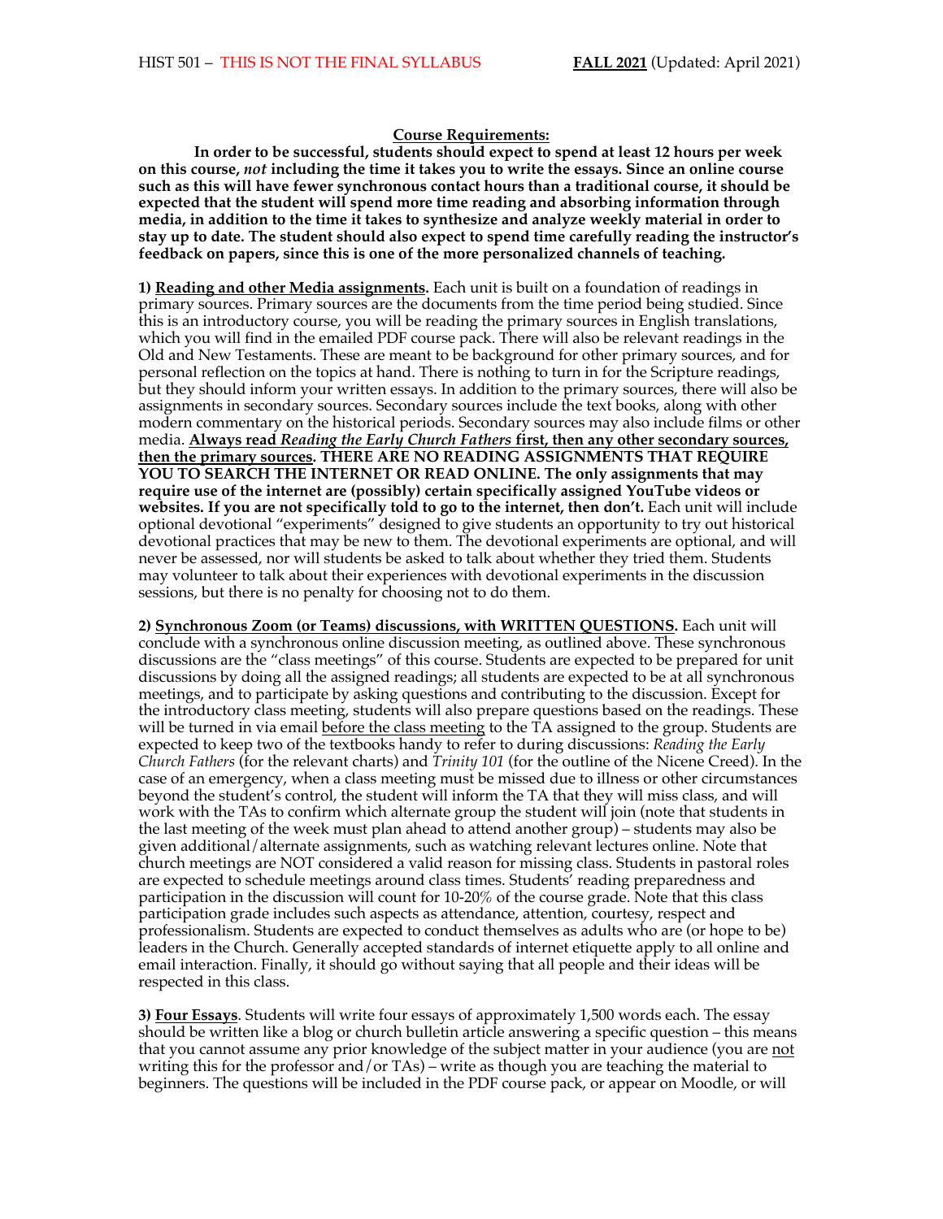**Course Requirements:**

**In order to be successful, students should expect to spend at least 12 hours per week on this course, *not* including the time it takes you to write the essays. Since an online course such as this will have fewer synchronous contact hours than a traditional course, it should be expected that the student will spend more time reading and absorbing information through media, in addition to the time it takes to synthesize and analyze weekly material in order to stay up to date. The student should also expect to spend time carefully reading the instructor's feedback on papers, since this is one of the more personalized channels of teaching.**

**1) Reading and other Media assignments.** Each unit is built on a foundation of readings in primary sources. Primary sources are the documents from the time period being studied. Since this is an introductory course, you will be reading the primary sources in English translations, which you will find in the emailed PDF course pack. There will also be relevant readings in the Old and New Testaments. These are meant to be background for other primary sources, and for personal reflection on the topics at hand. There is nothing to turn in for the Scripture readings, but they should inform your written essays. In addition to the primary sources, there will also be assignments in secondary sources. Secondary sources include the text books, along with other modern commentary on the historical periods. Secondary sources may also include films or other media. **Always read *Reading the Early Church Fathers* first, then any other secondary sources, then the primary sources. THERE ARE NO READING ASSIGNMENTS THAT REQUIRE YOU TO SEARCH THE INTERNET OR READ ONLINE. The only assignments that may require use of the internet are (possibly) certain specifically assigned YouTube videos or websites. If you are not specifically told to go to the internet, then don't.** Each unit will include optional devotional "experiments" designed to give students an opportunity to try out historical devotional practices that may be new to them. The devotional experiments are optional, and will never be assessed, nor will students be asked to talk about whether they tried them. Students may volunteer to talk about their experiences with devotional experiments in the discussion sessions, but there is no penalty for choosing not to do them.

**2) Synchronous Zoom (or Teams) discussions, with WRITTEN QUESTIONS.** Each unit will conclude with a synchronous online discussion meeting, as outlined above. These synchronous discussions are the "class meetings" of this course. Students are expected to be prepared for unit discussions by doing all the assigned readings; all students are expected to be at all synchronous meetings, and to participate by asking questions and contributing to the discussion. Except for the introductory class meeting, students will also prepare questions based on the readings. These will be turned in via email before the class meeting to the TA assigned to the group. Students are expected to keep two of the textbooks handy to refer to during discussions: *Reading the Early Church Fathers* (for the relevant charts) and *Trinity 101* (for the outline of the Nicene Creed). In the case of an emergency, when a class meeting must be missed due to illness or other circumstances beyond the student's control, the student will inform the TA that they will miss class, and will work with the TAs to confirm which alternate group the student will join (note that students in the last meeting of the week must plan ahead to attend another group) – students may also be given additional/alternate assignments, such as watching relevant lectures online. Note that church meetings are NOT considered a valid reason for missing class. Students in pastoral roles are expected to schedule meetings around class times. Students' reading preparedness and participation in the discussion will count for 10-20% of the course grade. Note that this class participation grade includes such aspects as attendance, attention, courtesy, respect and professionalism. Students are expected to conduct themselves as adults who are (or hope to be) leaders in the Church. Generally accepted standards of internet etiquette apply to all online and email interaction. Finally, it should go without saying that all people and their ideas will be respected in this class.

**3) Four Essays**. Students will write four essays of approximately 1,500 words each. The essay should be written like a blog or church bulletin article answering a specific question – this means that you cannot assume any prior knowledge of the subject matter in your audience (you are not writing this for the professor and/or TAs) – write as though you are teaching the material to beginners. The questions will be included in the PDF course pack, or appear on Moodle, or will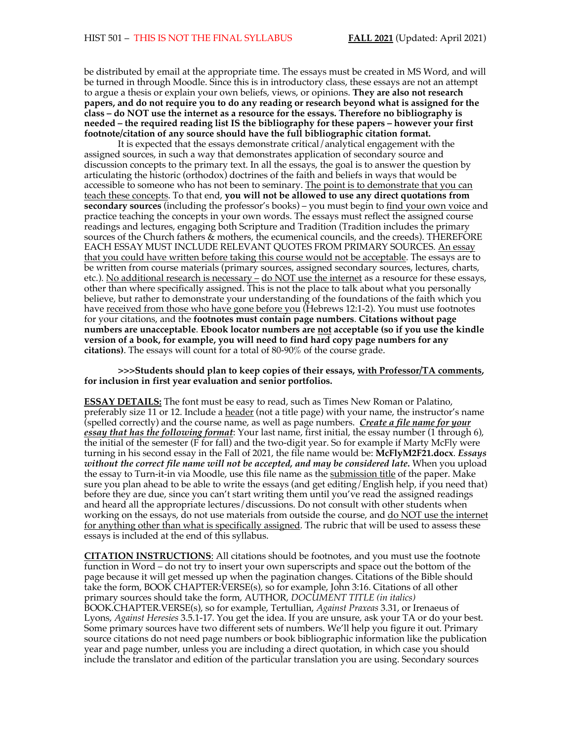be distributed by email at the appropriate time. The essays must be created in MS Word, and will be turned in through Moodle. Since this is in introductory class, these essays are not an attempt to argue a thesis or explain your own beliefs, views, or opinions. **They are also not research papers, and do not require you to do any reading or research beyond what is assigned for the class – do NOT use the internet as a resource for the essays. Therefore no bibliography is needed – the required reading list IS the bibliography for these papers – however your first footnote/citation of any source should have the full bibliographic citation format.**

It is expected that the essays demonstrate critical/analytical engagement with the assigned sources, in such a way that demonstrates application of secondary source and discussion concepts to the primary text. In all the essays, the goal is to answer the question by articulating the historic (orthodox) doctrines of the faith and beliefs in ways that would be accessible to someone who has not been to seminary. The point is to demonstrate that you can teach these concepts. To that end, **you will not be allowed to use any direct quotations from secondary sources** (including the professor's books) – you must begin to find your own voice and practice teaching the concepts in your own words. The essays must reflect the assigned course readings and lectures, engaging both Scripture and Tradition (Tradition includes the primary sources of the Church fathers & mothers, the ecumenical councils, and the creeds). THEREFORE EACH ESSAY MUST INCLUDE RELEVANT QUOTES FROM PRIMARY SOURCES. An essay that you could have written before taking this course would not be acceptable. The essays are to be written from course materials (primary sources, assigned secondary sources, lectures, charts, etc.). No additional research is necessary – do NOT use the internet as a resource for these essays, other than where specifically assigned. This is not the place to talk about what you personally believe, but rather to demonstrate your understanding of the foundations of the faith which you have received from those who have gone before you (Hebrews 12:1-2). You must use footnotes for your citations, and the **footnotes must contain page numbers**. **Citations without page numbers are unacceptable**. **Ebook locator numbers are not acceptable (so if you use the kindle version of a book, for example, you will need to find hard copy page numbers for any citations)**. The essays will count for a total of 80-90% of the course grade.

**>>>Students should plan to keep copies of their essays, with Professor/TA comments, for inclusion in first year evaluation and senior portfolios.**

**ESSAY DETAILS:** The font must be easy to read, such as Times New Roman or Palatino, preferably size 11 or 12. Include a header (not a title page) with your name, the instructor's name (spelled correctly) and the course name, as well as page numbers. ***Create a file name for your essay that has the following format***: Your last name, first initial, the essay number (1 through 6), the initial of the semester (F for fall) and the two-digit year. So for example if Marty McFly were turning in his second essay in the Fall of 2021, the file name would be: **McFlyM2F21.docx**. ***Essays without the correct file name will not be accepted, and may be considered late.*** When you upload the essay to Turn-it-in via Moodle, use this file name as the submission title of the paper. Make sure you plan ahead to be able to write the essays (and get editing/English help, if you need that) before they are due, since you can't start writing them until you've read the assigned readings and heard all the appropriate lectures/discussions. Do not consult with other students when working on the essays, do not use materials from outside the course, and do NOT use the internet for anything other than what is specifically assigned. The rubric that will be used to assess these essays is included at the end of this syllabus.

**CITATION INSTRUCTIONS**: All citations should be footnotes, and you must use the footnote function in Word – do not try to insert your own superscripts and space out the bottom of the page because it will get messed up when the pagination changes. Citations of the Bible should take the form, BOOK CHAPTER:VERSE(s), so for example, John 3:16. Citations of all other primary sources should take the form, AUTHOR, *DOCUMENT TITLE (in italics)* BOOK.CHAPTER.VERSE(s), so for example, Tertullian, *Against Praxeas* 3.31, or Irenaeus of Lyons, *Against Heresies* 3.5.1-17. You get the idea. If you are unsure, ask your TA or do your best. Some primary sources have two different sets of numbers. We'll help you figure it out. Primary source citations do not need page numbers or book bibliographic information like the publication year and page number, unless you are including a direct quotation, in which case you should include the translator and edition of the particular translation you are using. Secondary sources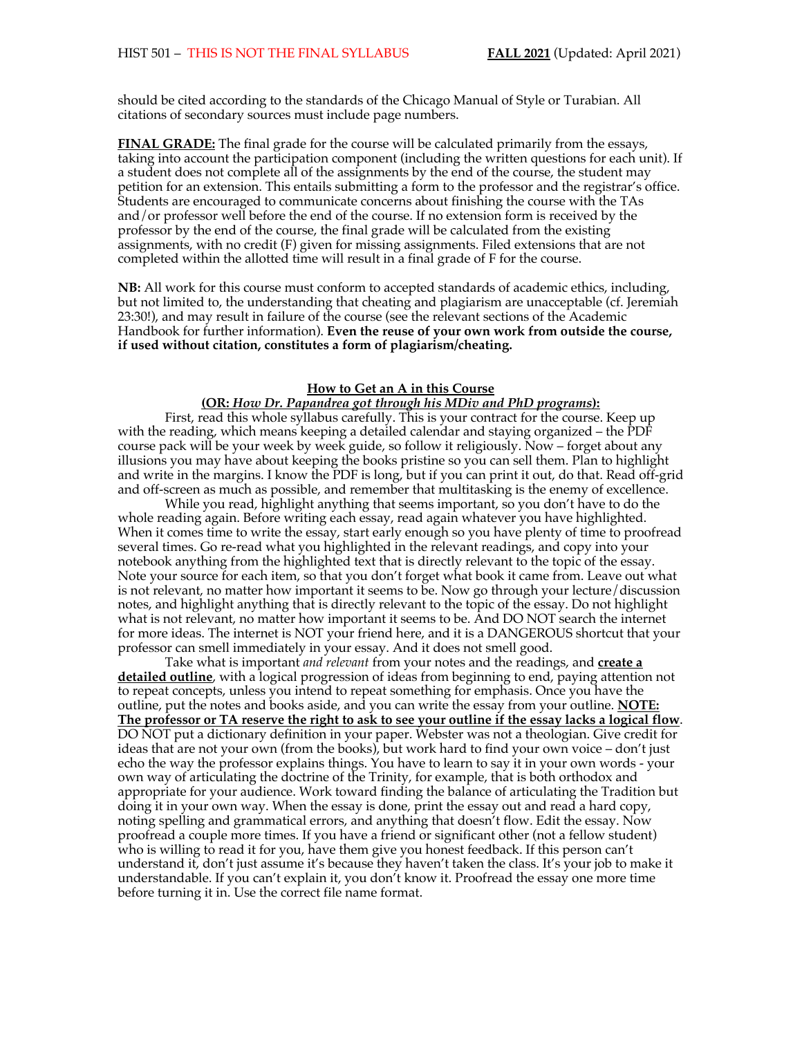should be cited according to the standards of the Chicago Manual of Style or Turabian. All citations of secondary sources must include page numbers.

**FINAL GRADE:** The final grade for the course will be calculated primarily from the essays, taking into account the participation component (including the written questions for each unit). If a student does not complete all of the assignments by the end of the course, the student may petition for an extension. This entails submitting a form to the professor and the registrar's office. Students are encouraged to communicate concerns about finishing the course with the TAs and/or professor well before the end of the course. If no extension form is received by the professor by the end of the course, the final grade will be calculated from the existing assignments, with no credit (F) given for missing assignments. Filed extensions that are not completed within the allotted time will result in a final grade of F for the course.

**NB:** All work for this course must conform to accepted standards of academic ethics, including, but not limited to, the understanding that cheating and plagiarism are unacceptable (cf. Jeremiah 23:30!), and may result in failure of the course (see the relevant sections of the Academic Handbook for further information). **Even the reuse of your own work from outside the course, if used without citation, constitutes a form of plagiarism/cheating.**

**How to Get an A in this Course**
**(OR: *How Dr. Papandrea got through his MDiv and PhD programs*):**

First, read this whole syllabus carefully. This is your contract for the course. Keep up with the reading, which means keeping a detailed calendar and staying organized – the PDF course pack will be your week by week guide, so follow it religiously. Now – forget about any illusions you may have about keeping the books pristine so you can sell them. Plan to highlight and write in the margins. I know the PDF is long, but if you can print it out, do that. Read off-grid and off-screen as much as possible, and remember that multitasking is the enemy of excellence.

While you read, highlight anything that seems important, so you don't have to do the whole reading again. Before writing each essay, read again whatever you have highlighted. When it comes time to write the essay, start early enough so you have plenty of time to proofread several times. Go re-read what you highlighted in the relevant readings, and copy into your notebook anything from the highlighted text that is directly relevant to the topic of the essay. Note your source for each item, so that you don't forget what book it came from. Leave out what is not relevant, no matter how important it seems to be. Now go through your lecture/discussion notes, and highlight anything that is directly relevant to the topic of the essay. Do not highlight what is not relevant, no matter how important it seems to be. And DO NOT search the internet for more ideas. The internet is NOT your friend here, and it is a DANGEROUS shortcut that your professor can smell immediately in your essay. And it does not smell good.

Take what is important *and relevant* from your notes and the readings, and **create a detailed outline**, with a logical progression of ideas from beginning to end, paying attention not to repeat concepts, unless you intend to repeat something for emphasis. Once you have the outline, put the notes and books aside, and you can write the essay from your outline. **NOTE: The professor or TA reserve the right to ask to see your outline if the essay lacks a logical flow**. DO NOT put a dictionary definition in your paper. Webster was not a theologian. Give credit for ideas that are not your own (from the books), but work hard to find your own voice – don't just echo the way the professor explains things. You have to learn to say it in your own words - your own way of articulating the doctrine of the Trinity, for example, that is both orthodox and appropriate for your audience. Work toward finding the balance of articulating the Tradition but doing it in your own way. When the essay is done, print the essay out and read a hard copy, noting spelling and grammatical errors, and anything that doesn't flow. Edit the essay. Now proofread a couple more times. If you have a friend or significant other (not a fellow student) who is willing to read it for you, have them give you honest feedback. If this person can't understand it, don't just assume it's because they haven't taken the class. It's your job to make it understandable. If you can't explain it, you don't know it. Proofread the essay one more time before turning it in. Use the correct file name format.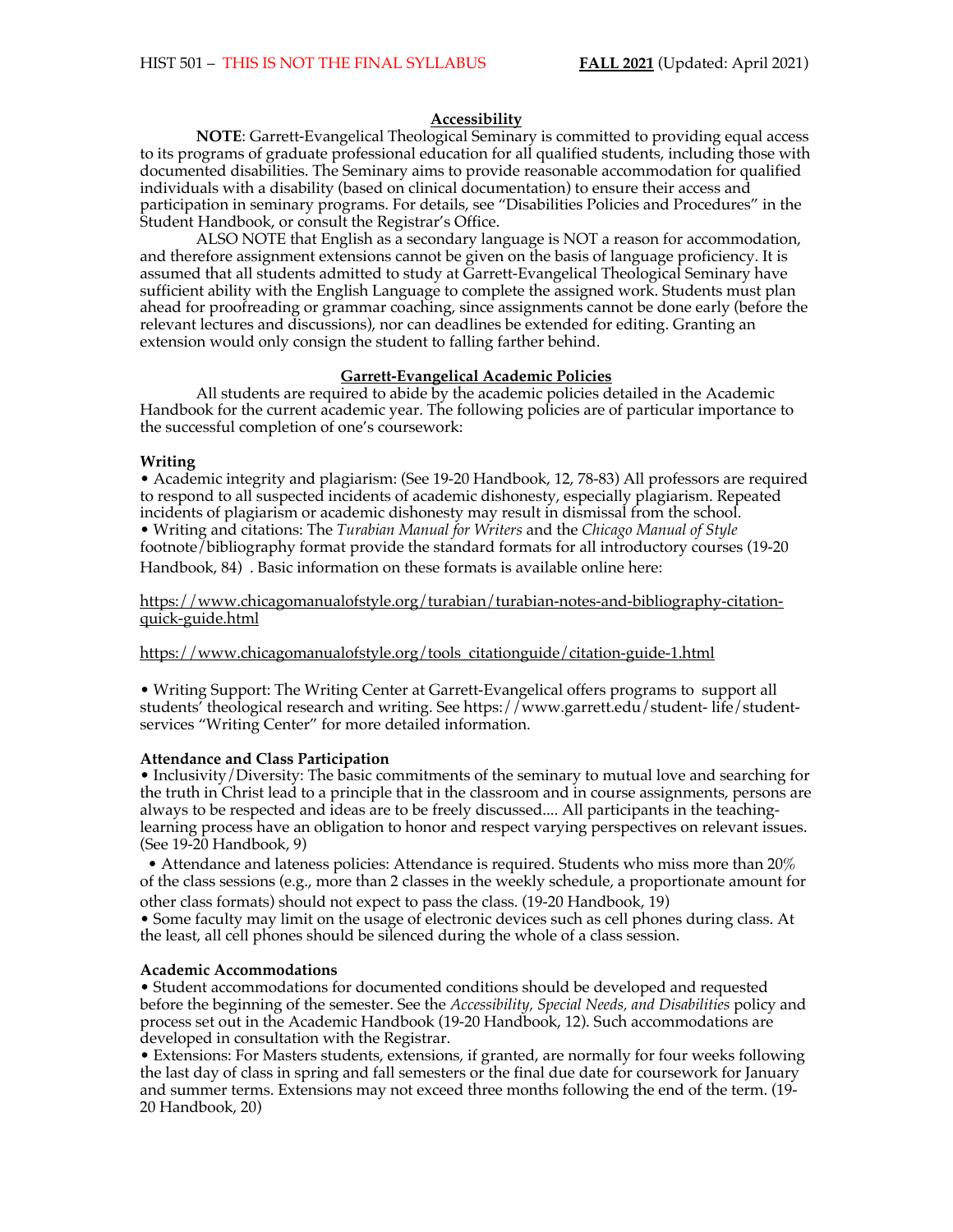## Accessibility

**NOTE**: Garrett-Evangelical Theological Seminary is committed to providing equal access to its programs of graduate professional education for all qualified students, including those with documented disabilities. The Seminary aims to provide reasonable accommodation for qualified individuals with a disability (based on clinical documentation) to ensure their access and participation in seminary programs. For details, see "Disabilities Policies and Procedures" in the Student Handbook, or consult the Registrar's Office.

ALSO NOTE that English as a secondary language is NOT a reason for accommodation, and therefore assignment extensions cannot be given on the basis of language proficiency. It is assumed that all students admitted to study at Garrett-Evangelical Theological Seminary have sufficient ability with the English Language to complete the assigned work. Students must plan ahead for proofreading or grammar coaching, since assignments cannot be done early (before the relevant lectures and discussions), nor can deadlines be extended for editing. Granting an extension would only consign the student to falling farther behind.

## Garrett-Evangelical Academic Policies

All students are required to abide by the academic policies detailed in the Academic Handbook for the current academic year. The following policies are of particular importance to the successful completion of one's coursework:

### Writing

- Academic integrity and plagiarism: (See 19-20 Handbook, 12, 78-83) All professors are required to respond to all suspected incidents of academic dishonesty, especially plagiarism. Repeated incidents of plagiarism or academic dishonesty may result in dismissal from the school.
- Writing and citations: The *Turabian Manual for Writers* and the *Chicago Manual of Style* footnote/bibliography format provide the standard formats for all introductory courses (19-20 Handbook, 84) . Basic information on these formats is available online here:

https://www.chicagomanualofstyle.org/turabian/turabian-notes-and-bibliography-citation-quick-guide.html

https://www.chicagomanualofstyle.org/tools_citationguide/citation-guide-1.html

- Writing Support: The Writing Center at Garrett-Evangelical offers programs to support all students' theological research and writing. See https://www.garrett.edu/student- life/student-services "Writing Center" for more detailed information.

### Attendance and Class Participation

- Inclusivity/Diversity: The basic commitments of the seminary to mutual love and searching for the truth in Christ lead to a principle that in the classroom and in course assignments, persons are always to be respected and ideas are to be freely discussed.... All participants in the teaching-learning process have an obligation to honor and respect varying perspectives on relevant issues. (See 19-20 Handbook, 9)
- Attendance and lateness policies: Attendance is required. Students who miss more than 20% of the class sessions (e.g., more than 2 classes in the weekly schedule, a proportionate amount for other class formats) should not expect to pass the class. (19-20 Handbook, 19)
- Some faculty may limit on the usage of electronic devices such as cell phones during class. At the least, all cell phones should be silenced during the whole of a class session.

### Academic Accommodations

- Student accommodations for documented conditions should be developed and requested before the beginning of the semester. See the *Accessibility, Special Needs, and Disabilities* policy and process set out in the Academic Handbook (19-20 Handbook, 12). Such accommodations are developed in consultation with the Registrar.
- Extensions: For Masters students, extensions, if granted, are normally for four weeks following the last day of class in spring and fall semesters or the final due date for coursework for January and summer terms. Extensions may not exceed three months following the end of the term. (19-20 Handbook, 20)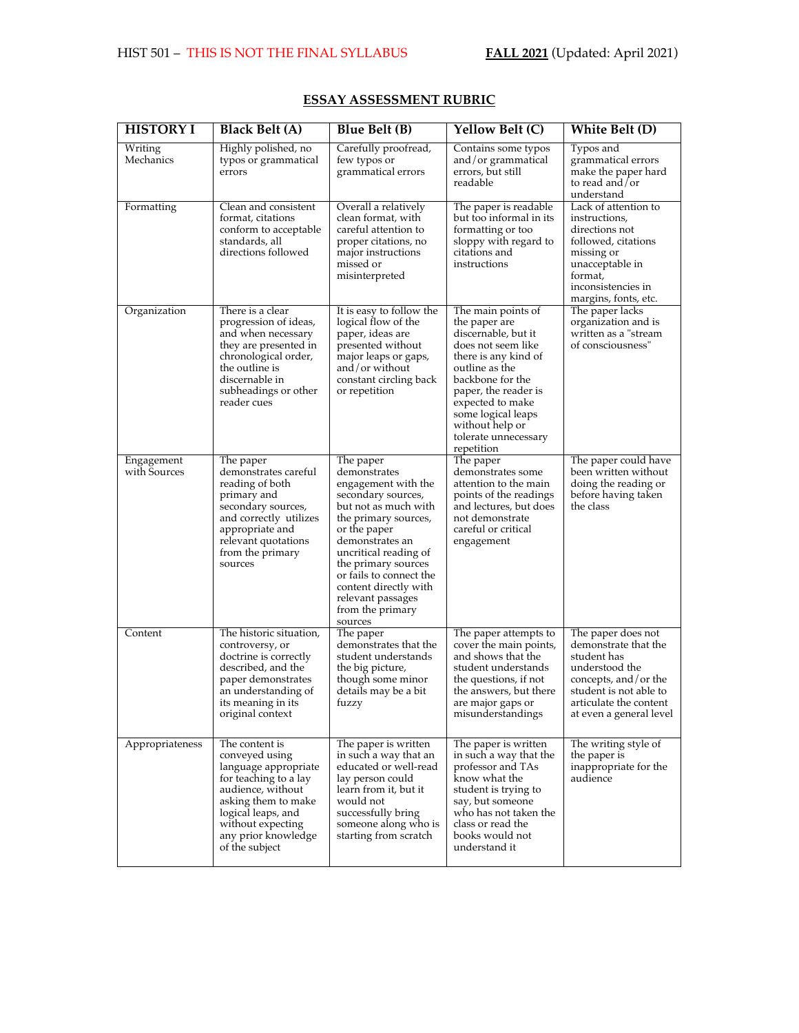## ESSAY ASSESSMENT RUBRIC

| HISTORY I | Black Belt (A) | Blue Belt (B) | Yellow Belt (C) | White Belt (D) |
|---|---|---|---|---|
| Writing Mechanics | Highly polished, no typos or grammatical errors | Carefully proofread, few typos or grammatical errors | Contains some typos and/or grammatical errors, but still readable | Typos and grammatical errors make the paper hard to read and/or understand |
| Formatting | Clean and consistent format, citations conform to acceptable standards, all directions followed | Overall a relatively clean format, with careful attention to proper citations, no major instructions missed or misinterpreted | The paper is readable but too informal in its formatting or too sloppy with regard to citations and instructions | Lack of attention to instructions, directions not followed, citations missing or unacceptable in format, inconsistencies in margins, fonts, etc. |
| Organization | There is a clear progression of ideas, and when necessary they are presented in chronological order, the outline is discernable in subheadings or other reader cues | It is easy to follow the logical flow of the paper, ideas are presented without major leaps or gaps, and/or without constant circling back or repetition | The main points of the paper are discernable, but it does not seem like there is any kind of outline as the backbone for the paper, the reader is expected to make some logical leaps without help or tolerate unnecessary repetition | The paper lacks organization and is written as a "stream of consciousness" |
| Engagement with Sources | The paper demonstrates careful reading of both primary and secondary sources, and correctly utilizes appropriate and relevant quotations from the primary sources | The paper demonstrates engagement with the secondary sources, but not as much with the primary sources, or the paper demonstrates an uncritical reading of the primary sources or fails to connect the content directly with relevant passages from the primary sources | The paper demonstrates some attention to the main points of the readings and lectures, but does not demonstrate careful or critical engagement | The paper could have been written without doing the reading or before having taken the class |
| Content | The historic situation, controversy, or doctrine is correctly described, and the paper demonstrates an understanding of its meaning in its original context | The paper demonstrates that the student understands the big picture, though some minor details may be a bit fuzzy | The paper attempts to cover the main points, and shows that the student understands the questions, if not the answers, but there are major gaps or misunderstandings | The paper does not demonstrate that the student has understood the concepts, and/or the student is not able to articulate the content at even a general level |
| Appropriateness | The content is conveyed using language appropriate for teaching to a lay audience, without asking them to make logical leaps, and without expecting any prior knowledge of the subject | The paper is written in such a way that an educated or well-read lay person could learn from it, but it would not successfully bring someone along who is starting from scratch | The paper is written in such a way that the professor and TAs know what the student is trying to say, but someone who has not taken the class or read the books would not understand it | The writing style of the paper is inappropriate for the audience |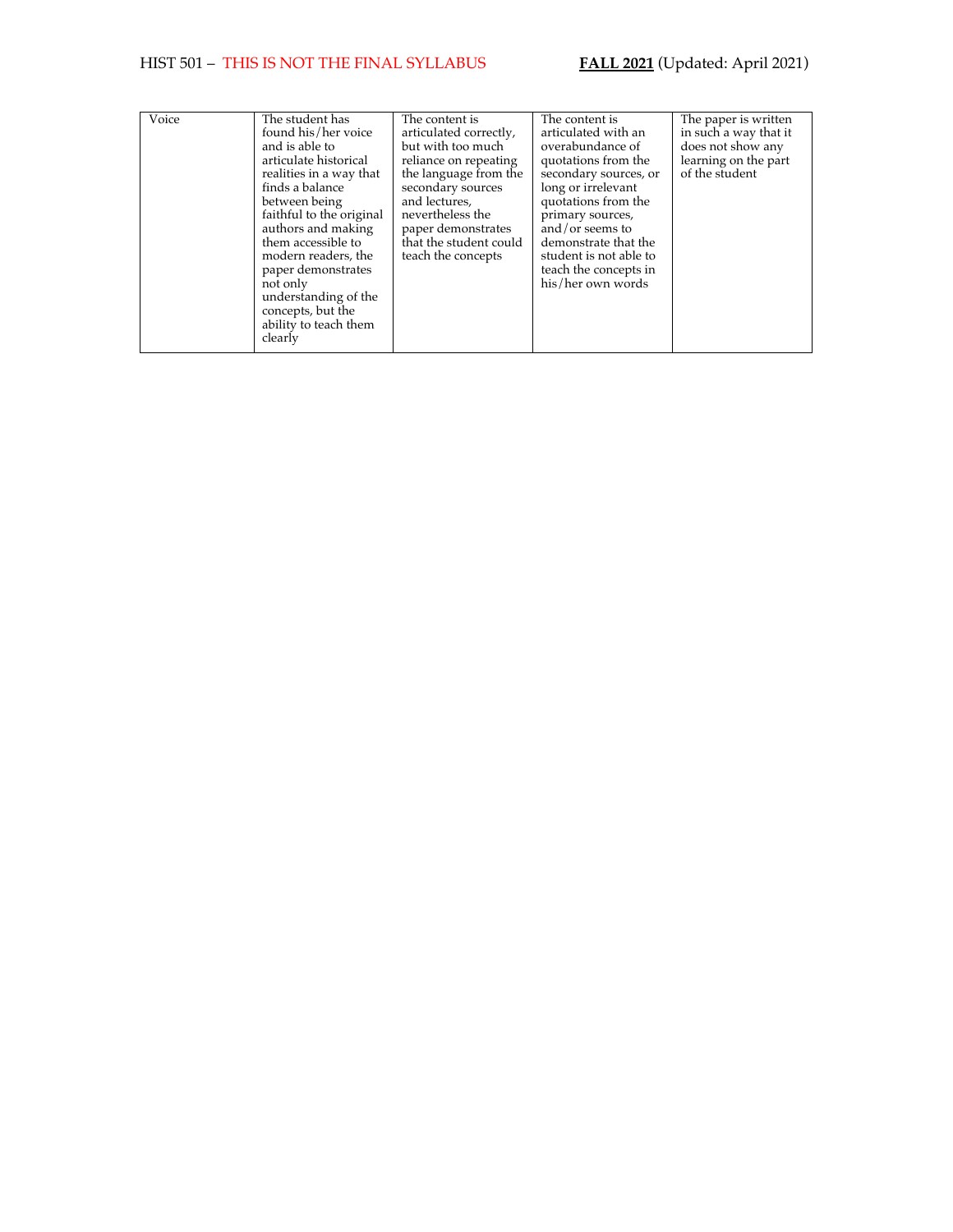| | | | | |
|---|---|---|---|---|
| Voice | The student has found his/her voice and is able to articulate historical realities in a way that finds a balance between being faithful to the original authors and making them accessible to modern readers, the paper demonstrates not only understanding of the concepts, but the ability to teach them clearly | The content is articulated correctly, but with too much reliance on repeating the language from the secondary sources and lectures, nevertheless the paper demonstrates that the student could teach the concepts | The content is articulated with an overabundance of quotations from the secondary sources, or long or irrelevant quotations from the primary sources, and/or seems to demonstrate that the student is not able to teach the concepts in his/her own words | The paper is written in such a way that it does not show any learning on the part of the student |